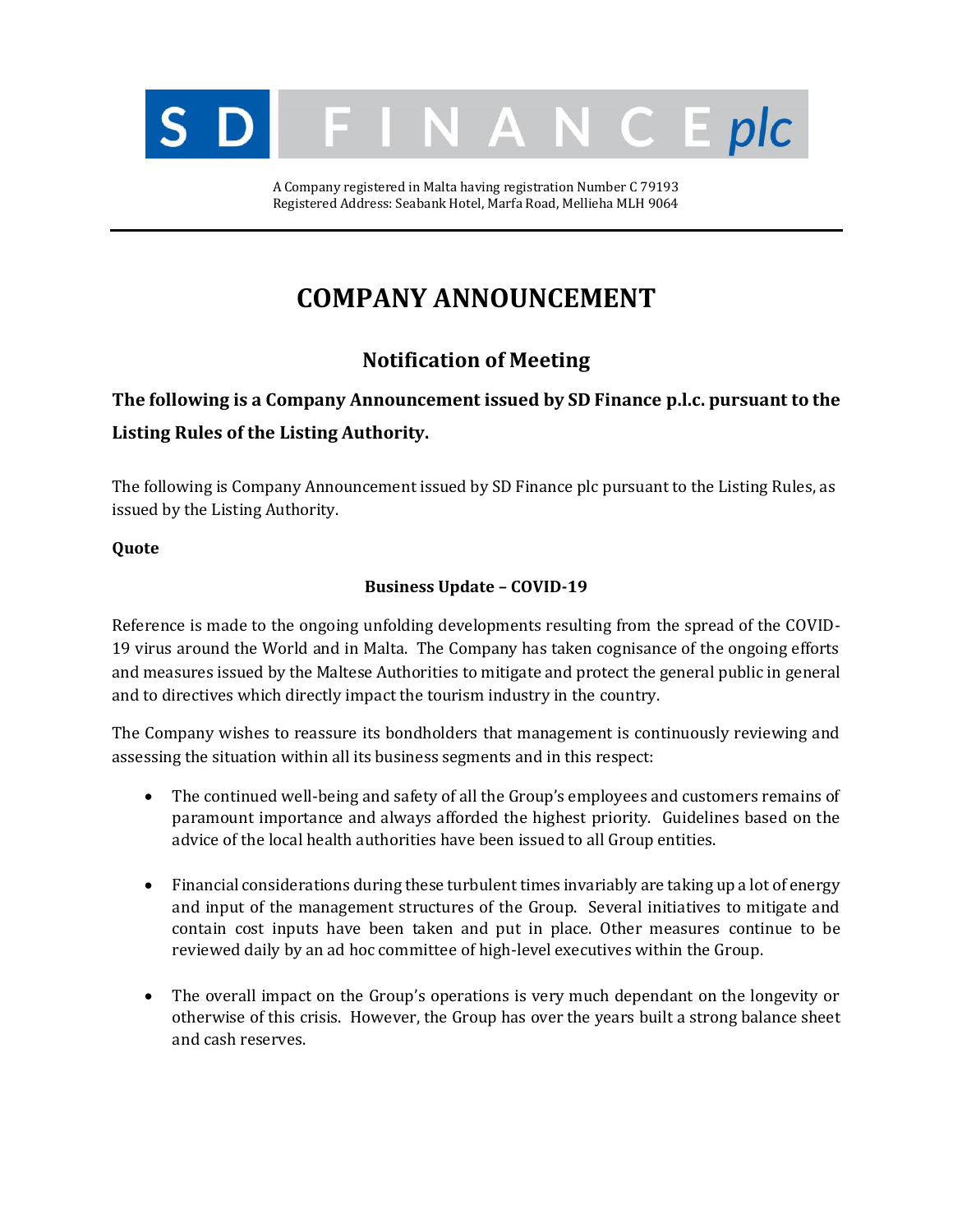SD FINANCE plc

A Company registered in Malta having registration Number C 79193
Registered Address: Seabank Hotel, Marfa Road, Mellieha MLH 9064

# COMPANY ANNOUNCEMENT

## Notification of Meeting

**The following is a Company Announcement issued by SD Finance p.l.c. pursuant to the Listing Rules of the Listing Authority.**

The following is Company Announcement issued by SD Finance plc pursuant to the Listing Rules, as issued by the Listing Authority.

**Quote**

**Business Update – COVID-19**

Reference is made to the ongoing unfolding developments resulting from the spread of the COVID-19 virus around the World and in Malta. The Company has taken cognisance of the ongoing efforts and measures issued by the Maltese Authorities to mitigate and protect the general public in general and to directives which directly impact the tourism industry in the country.

The Company wishes to reassure its bondholders that management is continuously reviewing and assessing the situation within all its business segments and in this respect:

- The continued well-being and safety of all the Group's employees and customers remains of paramount importance and always afforded the highest priority. Guidelines based on the advice of the local health authorities have been issued to all Group entities.

- Financial considerations during these turbulent times invariably are taking up a lot of energy and input of the management structures of the Group. Several initiatives to mitigate and contain cost inputs have been taken and put in place. Other measures continue to be reviewed daily by an ad hoc committee of high-level executives within the Group.

- The overall impact on the Group's operations is very much dependant on the longevity or otherwise of this crisis. However, the Group has over the years built a strong balance sheet and cash reserves.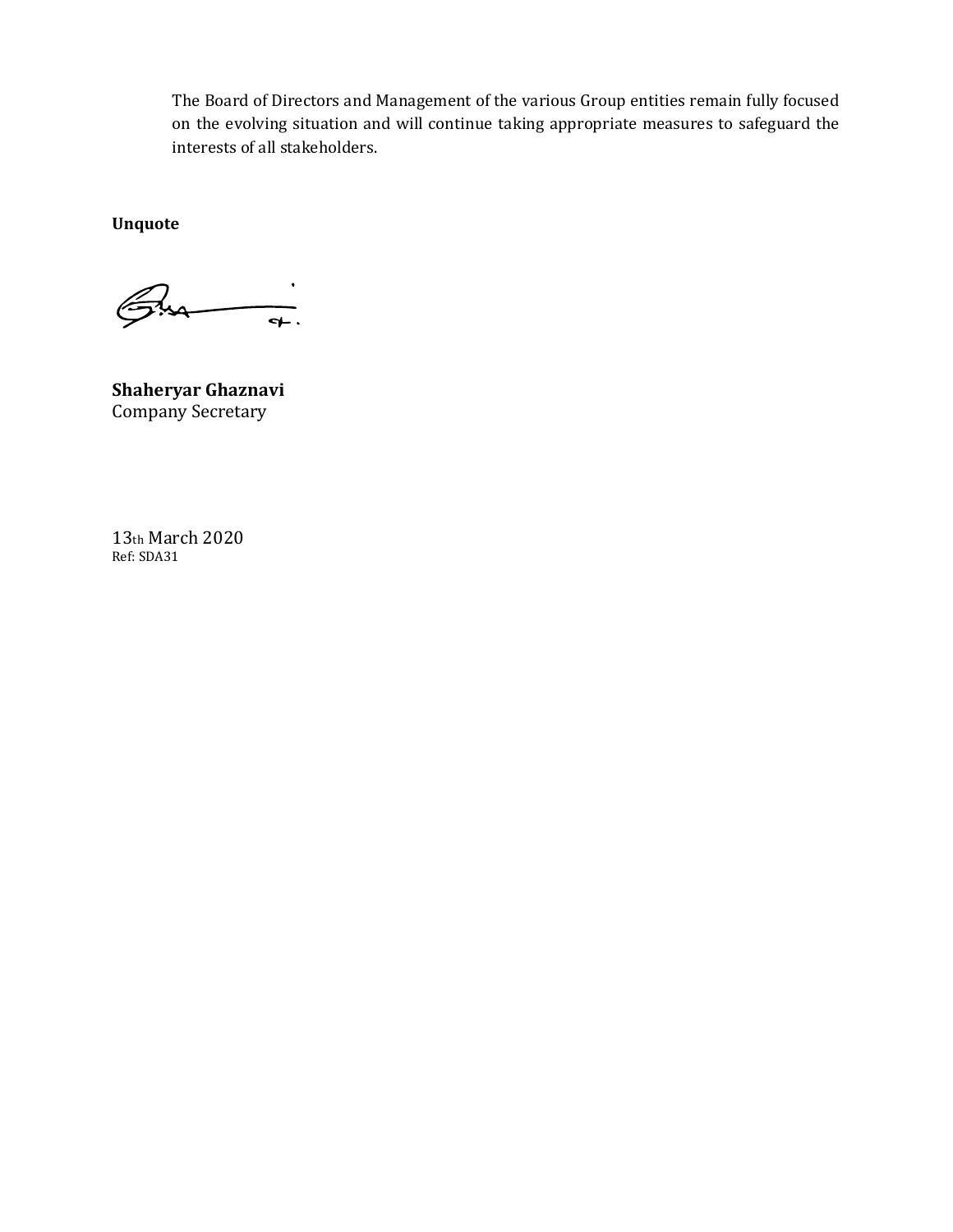The Board of Directors and Management of the various Group entities remain fully focused on the evolving situation and will continue taking appropriate measures to safeguard the interests of all stakeholders.

**Unquote**

**Shaheryar Ghaznavi**
Company Secretary

13th March 2020
Ref: SDA31